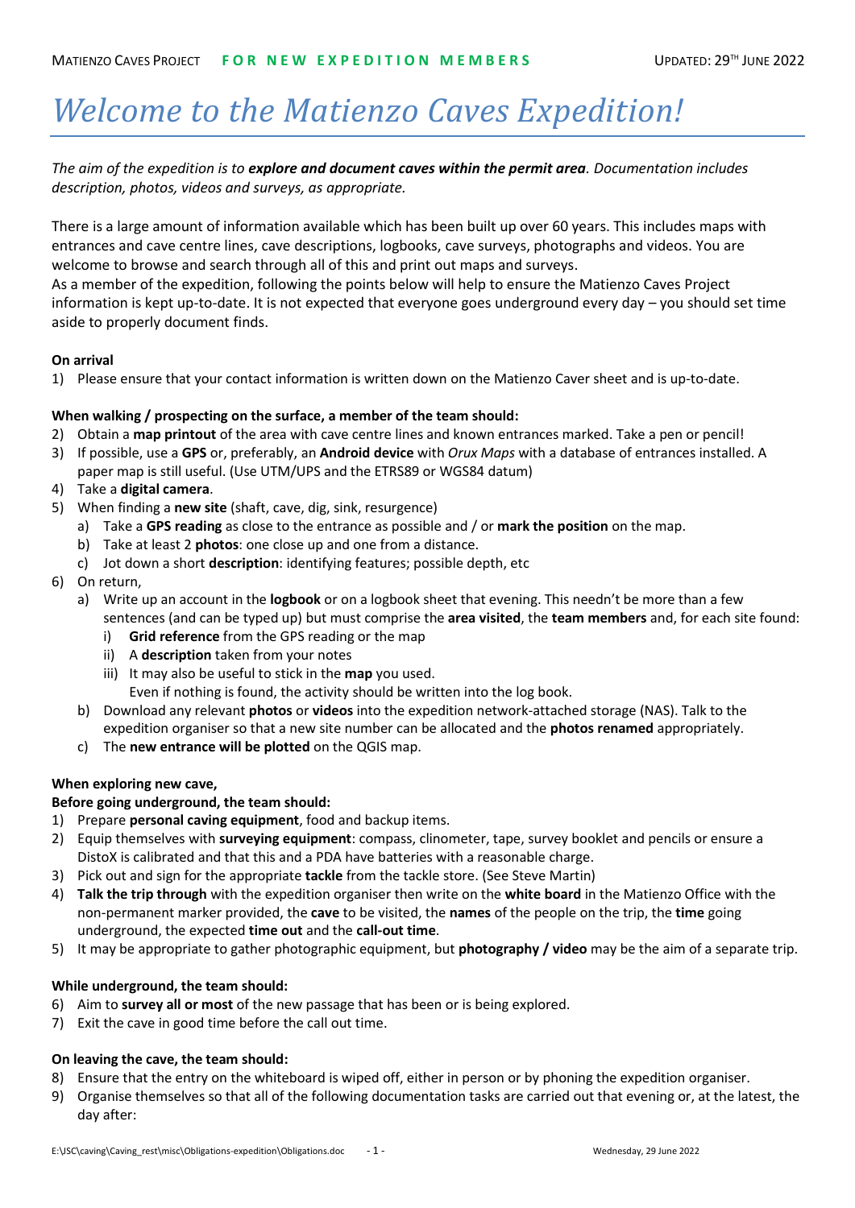# *Welcome to the Matienzo Caves Expedition!*

*The aim of the expedition is to **explore and document caves within the permit area**. Documentation includes description, photos, videos and surveys, as appropriate.*

There is a large amount of information available which has been built up over 60 years. This includes maps with entrances and cave centre lines, cave descriptions, logbooks, cave surveys, photographs and videos. You are welcome to browse and search through all of this and print out maps and surveys.

As a member of the expedition, following the points below will help to ensure the Matienzo Caves Project information is kept up-to-date. It is not expected that everyone goes underground every day – you should set time aside to properly document finds.

**On arrival**

1) Please ensure that your contact information is written down on the Matienzo Caver sheet and is up-to-date.

**When walking / prospecting on the surface, a member of the team should:**

2) Obtain a **map printout** of the area with cave centre lines and known entrances marked. Take a pen or pencil!
3) If possible, use a **GPS** or, preferably, an **Android device** with *Orux Maps* with a database of entrances installed. A paper map is still useful. (Use UTM/UPS and the ETRS89 or WGS84 datum)
4) Take a **digital camera**.
5) When finding a **new site** (shaft, cave, dig, sink, resurgence)
   a) Take a **GPS reading** as close to the entrance as possible and / or **mark the position** on the map.
   b) Take at least 2 **photos**: one close up and one from a distance.
   c) Jot down a short **description**: identifying features; possible depth, etc
6) On return,
   a) Write up an account in the **logbook** or on a logbook sheet that evening. This needn't be more than a few sentences (and can be typed up) but must comprise the **area visited**, the **team members** and, for each site found:
      i) **Grid reference** from the GPS reading or the map
      ii) A **description** taken from your notes
      iii) It may also be useful to stick in the **map** you used.
      Even if nothing is found, the activity should be written into the log book.
   b) Download any relevant **photos** or **videos** into the expedition network-attached storage (NAS). Talk to the expedition organiser so that a new site number can be allocated and the **photos renamed** appropriately.
   c) The **new entrance will be plotted** on the QGIS map.

**When exploring new cave,**
**Before going underground, the team should:**

1) Prepare **personal caving equipment**, food and backup items.
2) Equip themselves with **surveying equipment**: compass, clinometer, tape, survey booklet and pencils or ensure a DistoX is calibrated and that this and a PDA have batteries with a reasonable charge.
3) Pick out and sign for the appropriate **tackle** from the tackle store. (See Steve Martin)
4) **Talk the trip through** with the expedition organiser then write on the **white board** in the Matienzo Office with the non-permanent marker provided, the **cave** to be visited, the **names** of the people on the trip, the **time** going underground, the expected **time out** and the **call-out time**.
5) It may be appropriate to gather photographic equipment, but **photography / video** may be the aim of a separate trip.

**While underground, the team should:**

6) Aim to **survey all or most** of the new passage that has been or is being explored.
7) Exit the cave in good time before the call out time.

**On leaving the cave, the team should:**

8) Ensure that the entry on the whiteboard is wiped off, either in person or by phoning the expedition organiser.
9) Organise themselves so that all of the following documentation tasks are carried out that evening or, at the latest, the day after: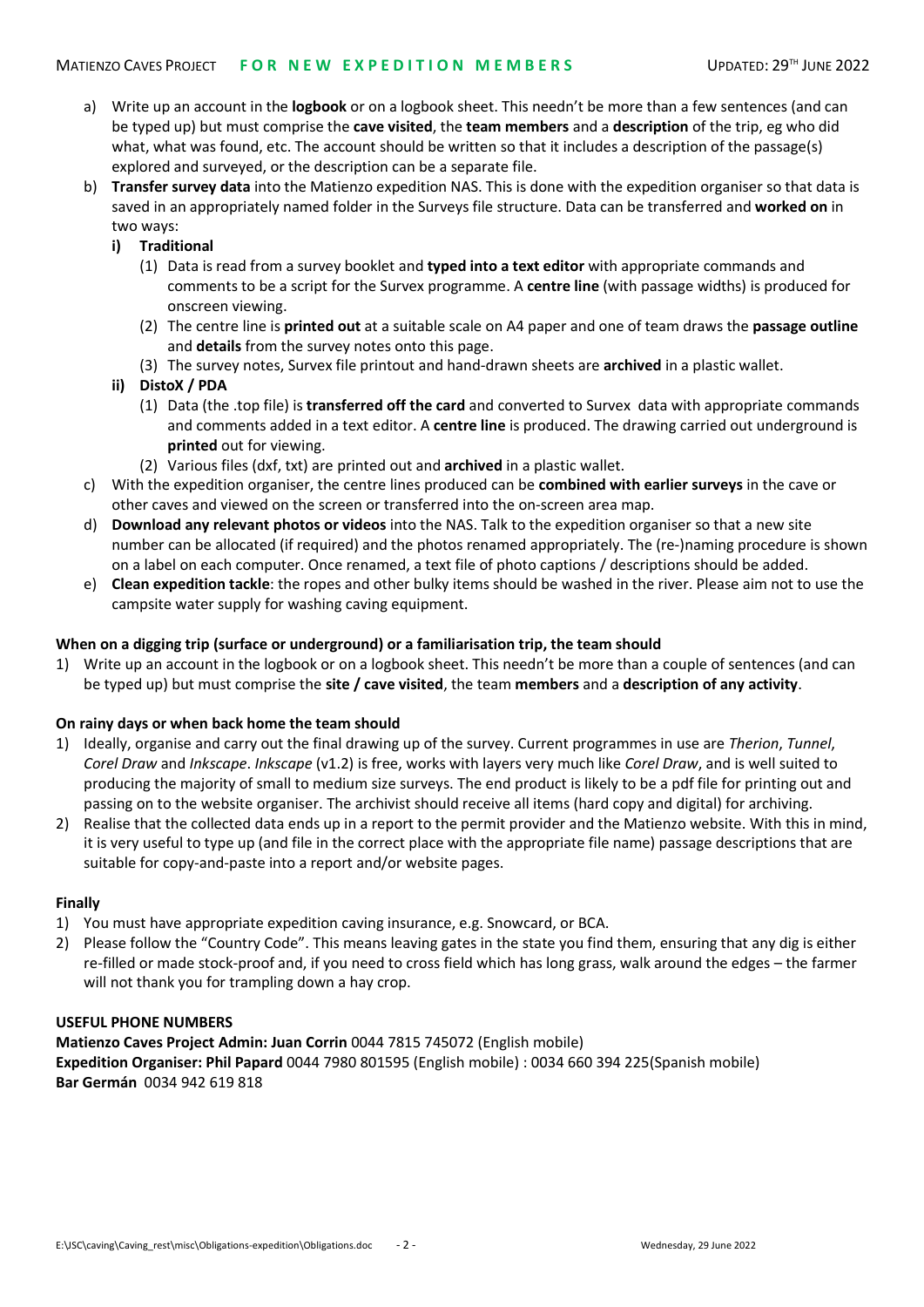a) Write up an account in the **logbook** or on a logbook sheet. This needn't be more than a few sentences (and can be typed up) but must comprise the **cave visited**, the **team members** and a **description** of the trip, eg who did what, what was found, etc. The account should be written so that it includes a description of the passage(s) explored and surveyed, or the description can be a separate file.

b) **Transfer survey data** into the Matienzo expedition NAS. This is done with the expedition organiser so that data is saved in an appropriately named folder in the Surveys file structure. Data can be transferred and **worked on** in two ways:

   **i) Traditional**

   (1) Data is read from a survey booklet and **typed into a text editor** with appropriate commands and comments to be a script for the Survex programme. A **centre line** (with passage widths) is produced for onscreen viewing.

   (2) The centre line is **printed out** at a suitable scale on A4 paper and one of team draws the **passage outline** and **details** from the survey notes onto this page.

   (3) The survey notes, Survex file printout and hand-drawn sheets are **archived** in a plastic wallet.

   **ii) DistoX / PDA**

   (1) Data (the .top file) is **transferred off the card** and converted to Survex data with appropriate commands and comments added in a text editor. A **centre line** is produced. The drawing carried out underground is **printed** out for viewing.

   (2) Various files (dxf, txt) are printed out and **archived** in a plastic wallet.

c) With the expedition organiser, the centre lines produced can be **combined with earlier surveys** in the cave or other caves and viewed on the screen or transferred into the on-screen area map.

d) **Download any relevant photos or videos** into the NAS. Talk to the expedition organiser so that a new site number can be allocated (if required) and the photos renamed appropriately. The (re-)naming procedure is shown on a label on each computer. Once renamed, a text file of photo captions / descriptions should be added.

e) **Clean expedition tackle**: the ropes and other bulky items should be washed in the river. Please aim not to use the campsite water supply for washing caving equipment.

**When on a digging trip (surface or underground) or a familiarisation trip, the team should**

1) Write up an account in the logbook or on a logbook sheet. This needn't be more than a couple of sentences (and can be typed up) but must comprise the **site / cave visited**, the team **members** and a **description of any activity**.

**On rainy days or when back home the team should**

1) Ideally, organise and carry out the final drawing up of the survey. Current programmes in use are *Therion*, *Tunnel*, *Corel Draw* and *Inkscape*. *Inkscape* (v1.2) is free, works with layers very much like *Corel Draw*, and is well suited to producing the majority of small to medium size surveys. The end product is likely to be a pdf file for printing out and passing on to the website organiser. The archivist should receive all items (hard copy and digital) for archiving.

2) Realise that the collected data ends up in a report to the permit provider and the Matienzo website. With this in mind, it is very useful to type up (and file in the correct place with the appropriate file name) passage descriptions that are suitable for copy-and-paste into a report and/or website pages.

**Finally**

1) You must have appropriate expedition caving insurance, e.g. Snowcard, or BCA.

2) Please follow the "Country Code". This means leaving gates in the state you find them, ensuring that any dig is either re-filled or made stock-proof and, if you need to cross field which has long grass, walk around the edges – the farmer will not thank you for trampling down a hay crop.

**USEFUL PHONE NUMBERS**

**Matienzo Caves Project Admin: Juan Corrin** 0044 7815 745072 (English mobile)
**Expedition Organiser: Phil Papard** 0044 7980 801595 (English mobile) : 0034 660 394 225(Spanish mobile)
**Bar Germán** 0034 942 619 818